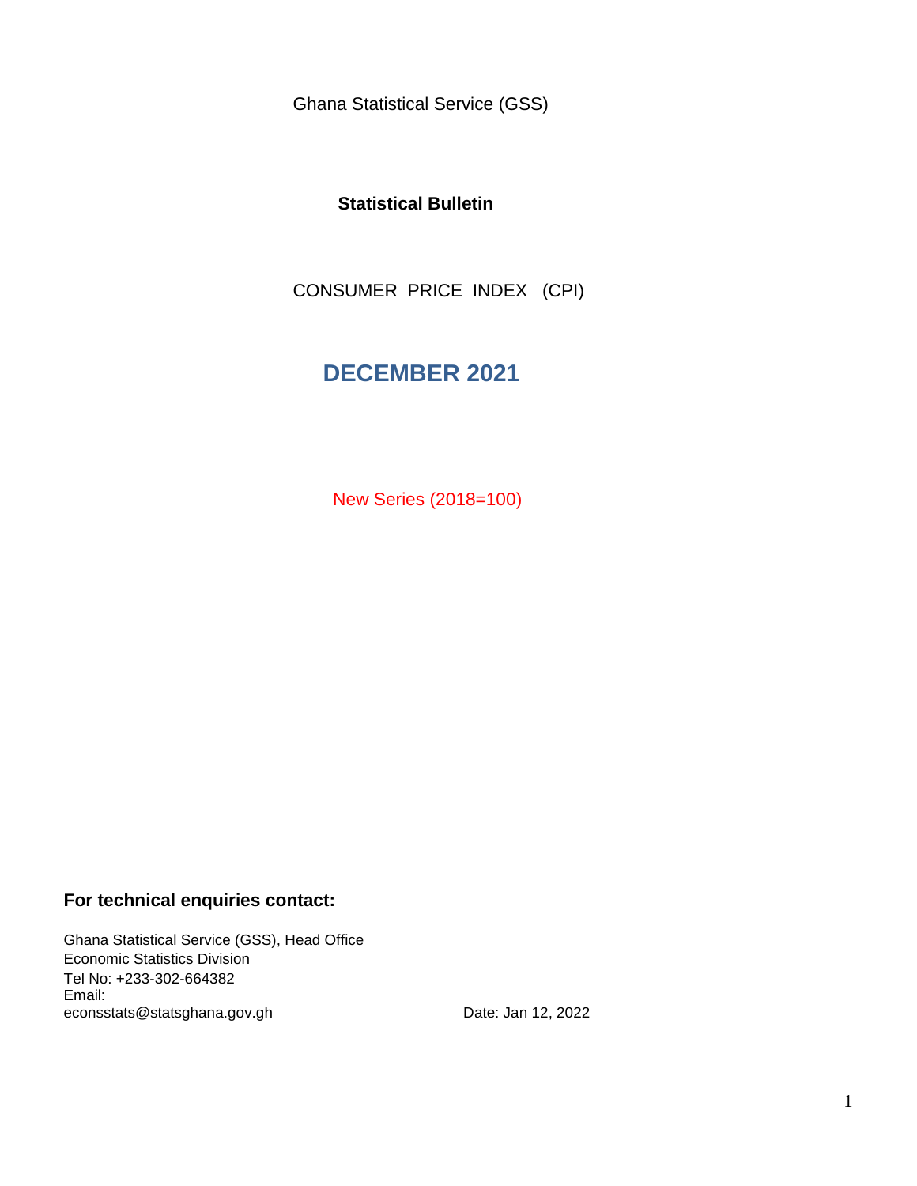Ghana Statistical Service (GSS)

**Statistical Bulletin**

CONSUMER PRICE INDEX (CPI)

# DECEMBER 2021

New Series (2018=100)

**For technical enquiries contact:**

Ghana Statistical Service (GSS), Head Office
Economic Statistics Division
Tel No: +233-302-664382
Email:
econsstats@statsghana.gov.gh

Date: Jan 12, 2022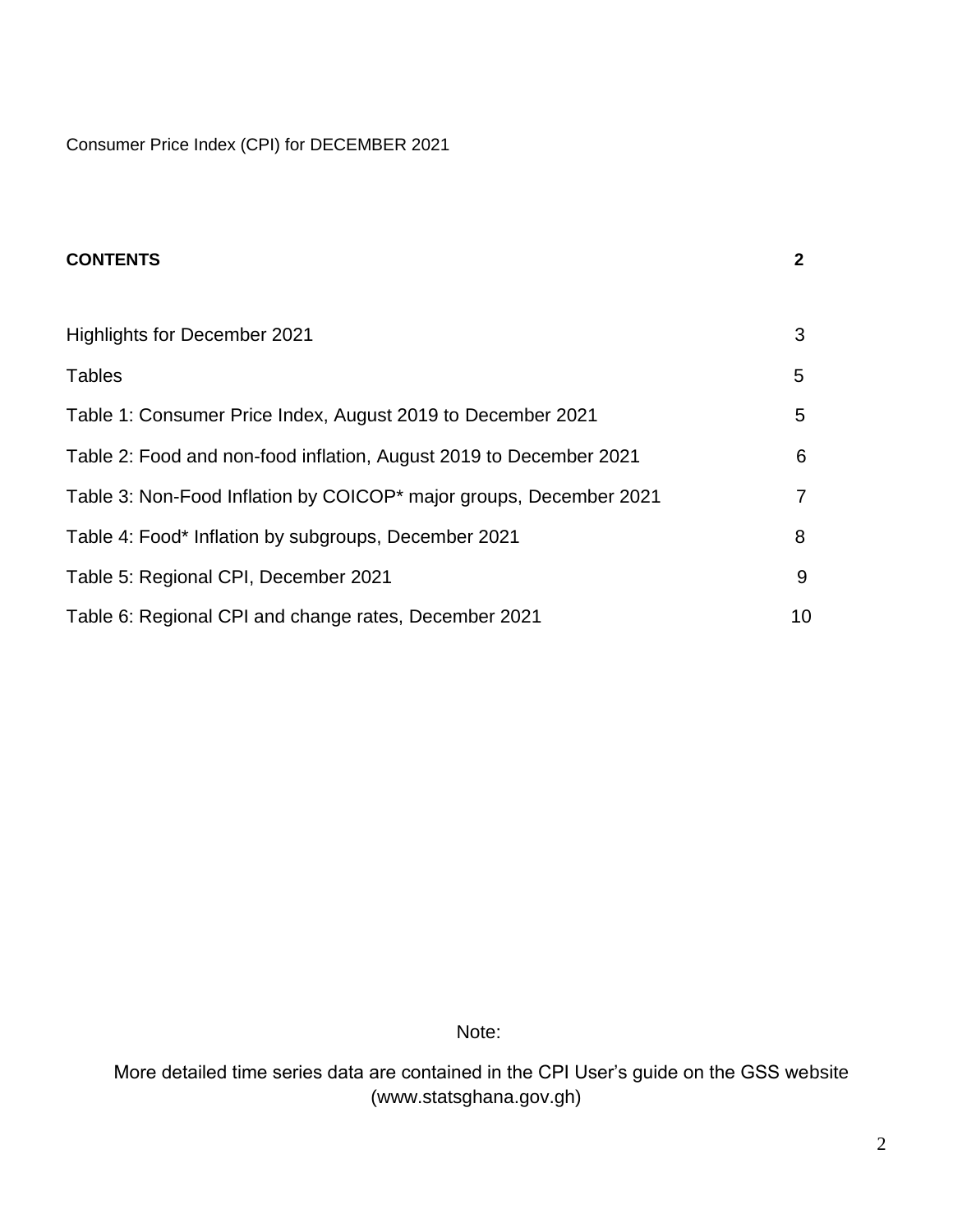Consumer Price Index (CPI) for DECEMBER 2021

## CONTENTS 2

| | |
|---|---|
| Highlights for December 2021 | 3 |
| Tables | 5 |
| Table 1: Consumer Price Index, August 2019 to December 2021 | 5 |
| Table 2: Food and non-food inflation, August 2019 to December 2021 | 6 |
| Table 3: Non-Food Inflation by COICOP* major groups, December 2021 | 7 |
| Table 4: Food* Inflation by subgroups, December 2021 | 8 |
| Table 5: Regional CPI, December 2021 | 9 |
| Table 6: Regional CPI and change rates, December 2021 | 10 |

Note:

More detailed time series data are contained in the CPI User's guide on the GSS website (www.statsghana.gov.gh)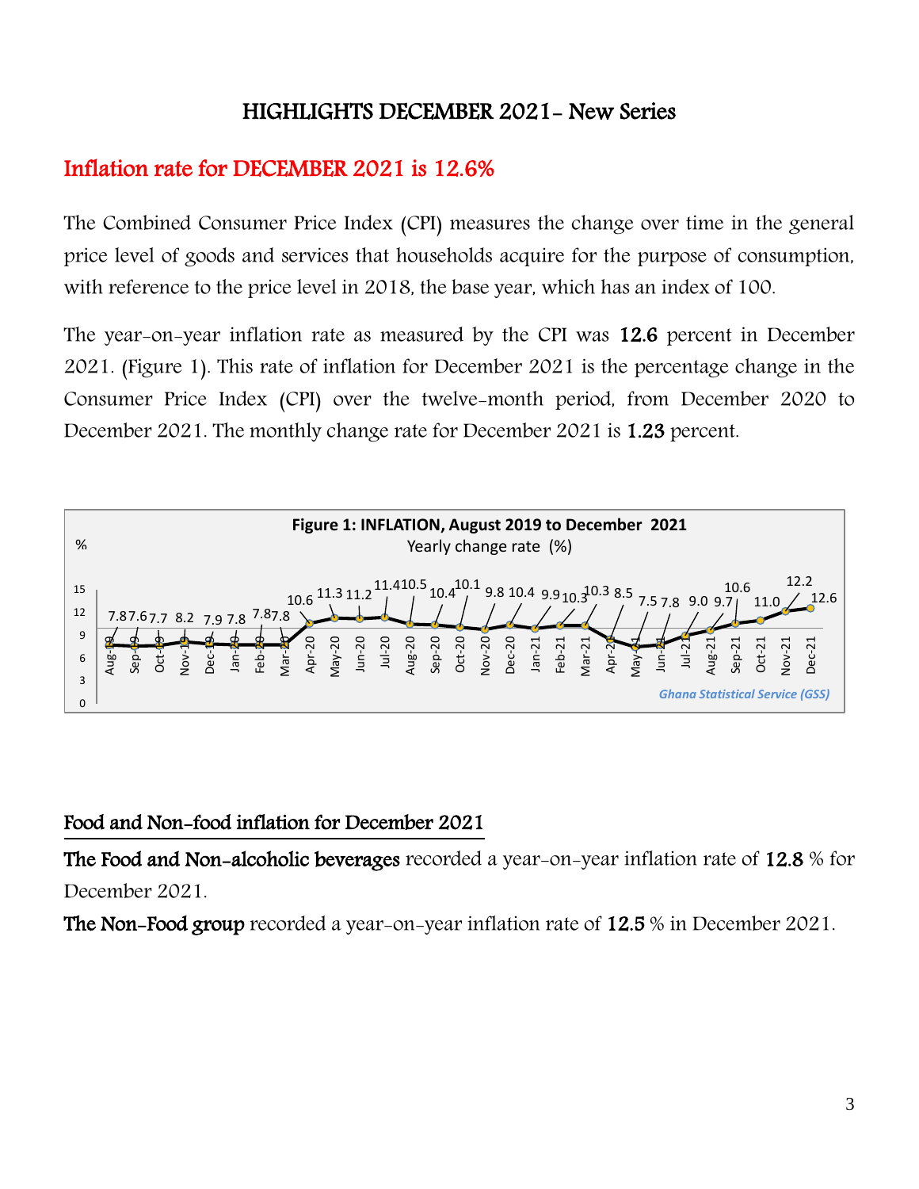# HIGHLIGHTS DECEMBER 2021- New Series

## Inflation rate for DECEMBER 2021 is 12.6%

The Combined Consumer Price Index (CPI) measures the change over time in the general price level of goods and services that households acquire for the purpose of consumption, with reference to the price level in 2018, the base year, which has an index of 100.

The year-on-year inflation rate as measured by the CPI was **12.6** percent in December 2021. (Figure 1). This rate of inflation for December 2021 is the percentage change in the Consumer Price Index (CPI) over the twelve-month period, from December 2020 to December 2021. The monthly change rate for December 2021 is **1.23** percent.

**Figure 1: INFLATION, August 2019 to December 2021**

Yearly change rate (%)

| Month | % |
|---|---|
| Aug-19 | 7.8 |
| Sep-19 | 7.6 |
| Oct-19 | 7.7 |
| Nov-19 | 8.2 |
| Dec-19 | 7.9 |
| Jan-20 | 7.8 |
| Feb-20 | 7.8 |
| Mar-20 | 7.8 |
| Apr-20 | 10.6 |
| May-20 | 11.3 |
| Jun-20 | 11.2 |
| Jul-20 | 11.4 |
| Aug-20 | 10.5 |
| Sep-20 | 10.4 |
| Oct-20 | 10.1 |
| Nov-20 | 9.8 |
| Dec-20 | 10.4 |
| Jan-21 | 9.9 |
| Feb-21 | 10.3 |
| Mar-21 | 10.3 |
| Apr-21 | 8.5 |
| May-21 | 7.5 |
| Jun-21 | 7.8 |
| Jul-21 | 9.0 |
| Aug-21 | 9.7 |
| Sep-21 | 10.6 |
| Oct-21 | 11.0 |
| Nov-21 | 12.2 |
| Dec-21 | 12.6 |

*Ghana Statistical Service (GSS)*

## Food and Non-food inflation for December 2021

**The Food and Non-alcoholic beverages** recorded a year-on-year inflation rate of **12.8** % for December 2021.

**The Non-Food group** recorded a year-on-year inflation rate of **12.5** % in December 2021.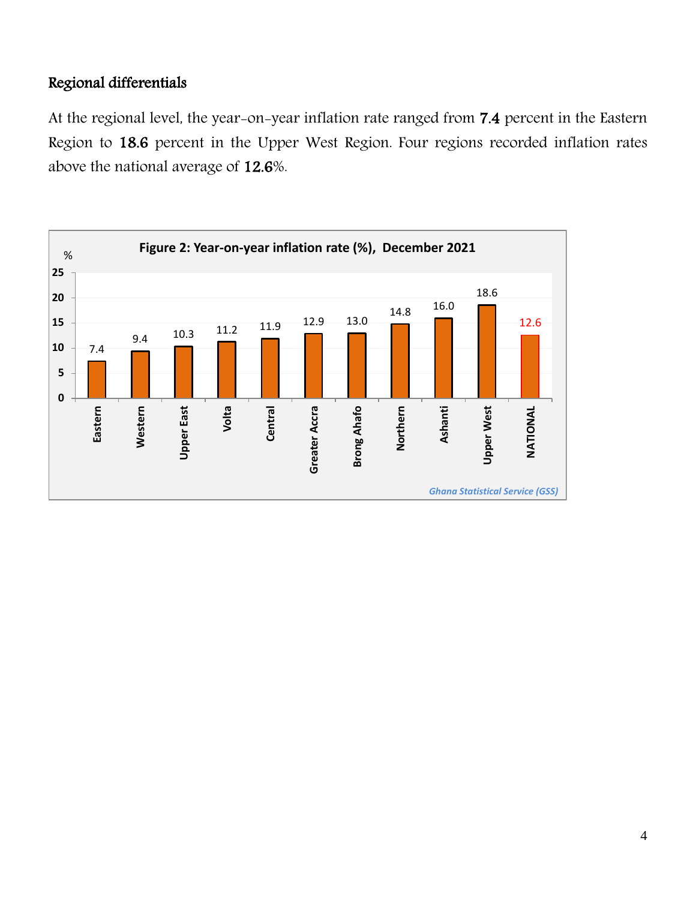## Regional differentials

At the regional level, the year-on-year inflation rate ranged from **7.4** percent in the Eastern Region to **18.6** percent in the Upper West Region. Four regions recorded inflation rates above the national average of **12.6**%.

**Figure 2: Year-on-year inflation rate (%), December 2021**

| Region | % |
| --- | --- |
| Eastern | 7.4 |
| Western | 9.4 |
| Upper East | 10.3 |
| Volta | 11.2 |
| Central | 11.9 |
| Greater Accra | 12.9 |
| Brong Ahafo | 13.0 |
| Northern | 14.8 |
| Ashanti | 16.0 |
| Upper West | 18.6 |
| NATIONAL | 12.6 |

*Ghana Statistical Service (GSS)*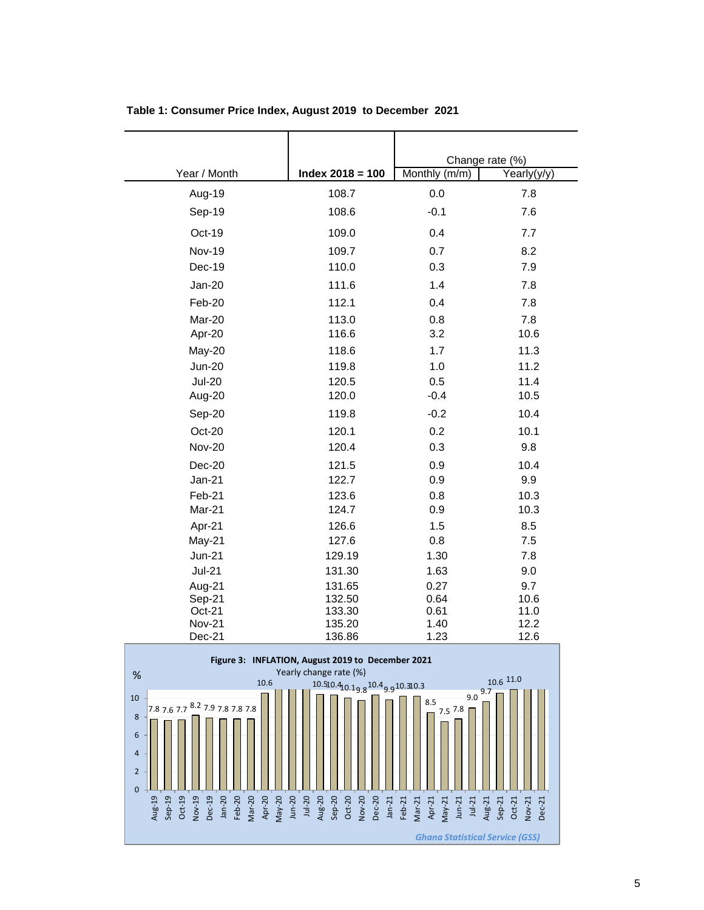**Table 1: Consumer Price Index, August 2019 to December 2021**

| Year / Month | Index 2018 = 100 | Change rate (%) | |
|---|---|---|---|
| | | Monthly (m/m) | Yearly(y/y) |
| Aug-19 | 108.7 | 0.0 | 7.8 |
| Sep-19 | 108.6 | -0.1 | 7.6 |
| Oct-19 | 109.0 | 0.4 | 7.7 |
| Nov-19 | 109.7 | 0.7 | 8.2 |
| Dec-19 | 110.0 | 0.3 | 7.9 |
| Jan-20 | 111.6 | 1.4 | 7.8 |
| Feb-20 | 112.1 | 0.4 | 7.8 |
| Mar-20 | 113.0 | 0.8 | 7.8 |
| Apr-20 | 116.6 | 3.2 | 10.6 |
| May-20 | 118.6 | 1.7 | 11.3 |
| Jun-20 | 119.8 | 1.0 | 11.2 |
| Jul-20 | 120.5 | 0.5 | 11.4 |
| Aug-20 | 120.0 | -0.4 | 10.5 |
| Sep-20 | 119.8 | -0.2 | 10.4 |
| Oct-20 | 120.1 | 0.2 | 10.1 |
| Nov-20 | 120.4 | 0.3 | 9.8 |
| Dec-20 | 121.5 | 0.9 | 10.4 |
| Jan-21 | 122.7 | 0.9 | 9.9 |
| Feb-21 | 123.6 | 0.8 | 10.3 |
| Mar-21 | 124.7 | 0.9 | 10.3 |
| Apr-21 | 126.6 | 1.5 | 8.5 |
| May-21 | 127.6 | 0.8 | 7.5 |
| Jun-21 | 129.19 | 1.30 | 7.8 |
| Jul-21 | 131.30 | 1.63 | 9.0 |
| Aug-21 | 131.65 | 0.27 | 9.7 |
| Sep-21 | 132.50 | 0.64 | 10.6 |
| Oct-21 | 133.30 | 0.61 | 11.0 |
| Nov-21 | 135.20 | 1.40 | 12.2 |
| Dec-21 | 136.86 | 1.23 | 12.6 |

**Figure 3: INFLATION, August 2019 to December 2021**

Yearly change rate (%)

*Ghana Statistical Service (GSS)*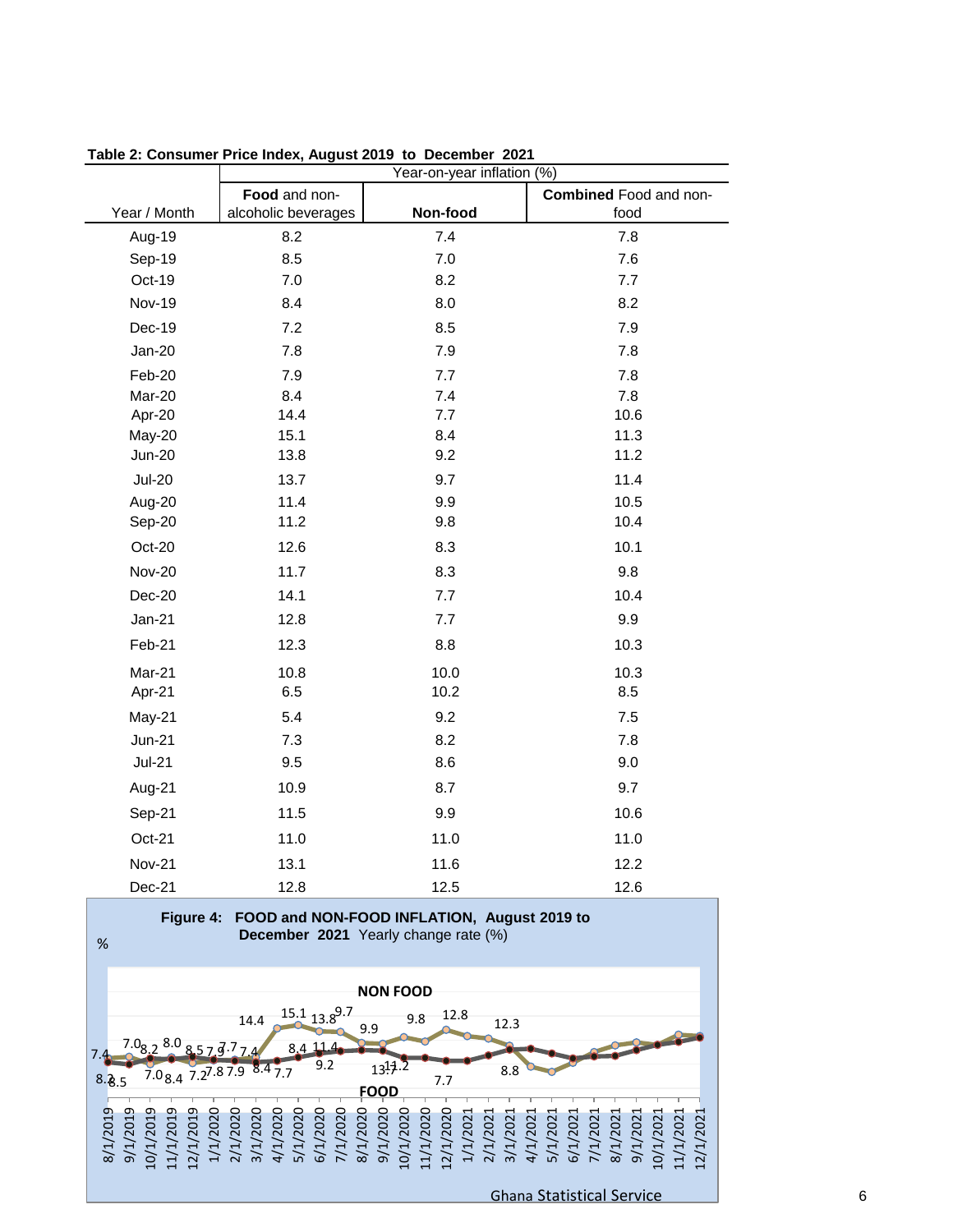**Table 2: Consumer Price Index, August 2019 to December 2021**

| Year / Month | Year-on-year inflation (%) | | |
|---|---|---|---|
| | **Food** and non-alcoholic beverages | **Non-food** | **Combined** Food and non-food |
| Aug-19 | 8.2 | 7.4 | 7.8 |
| Sep-19 | 8.5 | 7.0 | 7.6 |
| Oct-19 | 7.0 | 8.2 | 7.7 |
| Nov-19 | 8.4 | 8.0 | 8.2 |
| Dec-19 | 7.2 | 8.5 | 7.9 |
| Jan-20 | 7.8 | 7.9 | 7.8 |
| Feb-20 | 7.9 | 7.7 | 7.8 |
| Mar-20 | 8.4 | 7.4 | 7.8 |
| Apr-20 | 14.4 | 7.7 | 10.6 |
| May-20 | 15.1 | 8.4 | 11.3 |
| Jun-20 | 13.8 | 9.2 | 11.2 |
| Jul-20 | 13.7 | 9.7 | 11.4 |
| Aug-20 | 11.4 | 9.9 | 10.5 |
| Sep-20 | 11.2 | 9.8 | 10.4 |
| Oct-20 | 12.6 | 8.3 | 10.1 |
| Nov-20 | 11.7 | 8.3 | 9.8 |
| Dec-20 | 14.1 | 7.7 | 10.4 |
| Jan-21 | 12.8 | 7.7 | 9.9 |
| Feb-21 | 12.3 | 8.8 | 10.3 |
| Mar-21 | 10.8 | 10.0 | 10.3 |
| Apr-21 | 6.5 | 10.2 | 8.5 |
| May-21 | 5.4 | 9.2 | 7.5 |
| Jun-21 | 7.3 | 8.2 | 7.8 |
| Jul-21 | 9.5 | 8.6 | 9.0 |
| Aug-21 | 10.9 | 8.7 | 9.7 |
| Sep-21 | 11.5 | 9.9 | 10.6 |
| Oct-21 | 11.0 | 11.0 | 11.0 |
| Nov-21 | 13.1 | 11.6 | 12.2 |
| Dec-21 | 12.8 | 12.5 | 12.6 |

**Figure 4: FOOD and NON-FOOD INFLATION, August 2019 to December 2021** Yearly change rate (%)

Ghana Statistical Service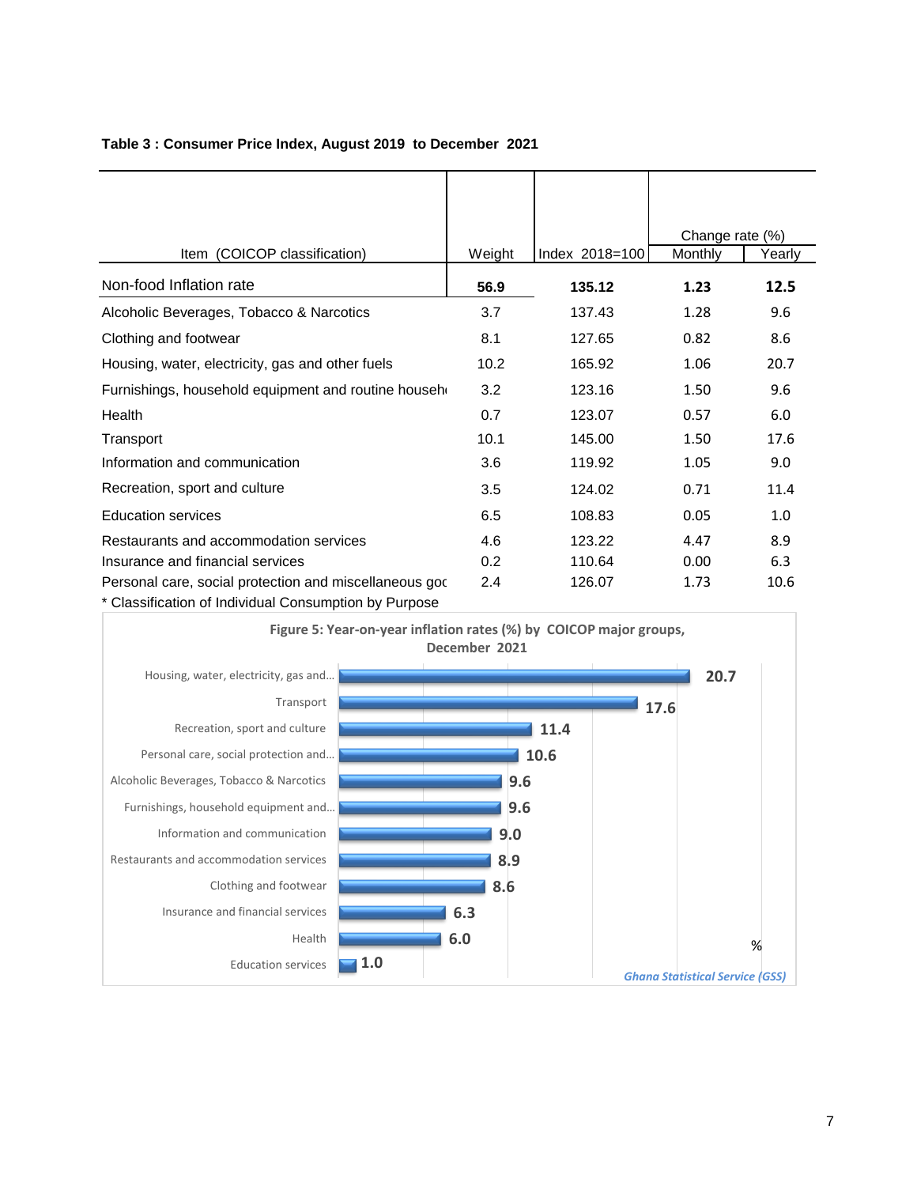**Table 3 : Consumer Price Index, August 2019 to December 2021**

| Item (COICOP classification) | Weight | Index 2018=100 | Change rate (%) | |
|---|---|---|---|---|
| | | | Monthly | Yearly |
| Non-food Inflation rate | **56.9** | **135.12** | **1.23** | **12.5** |
| Alcoholic Beverages, Tobacco & Narcotics | 3.7 | 137.43 | 1.28 | 9.6 |
| Clothing and footwear | 8.1 | 127.65 | 0.82 | 8.6 |
| Housing, water, electricity, gas and other fuels | 10.2 | 165.92 | 1.06 | 20.7 |
| Furnishings, household equipment and routine househ | 3.2 | 123.16 | 1.50 | 9.6 |
| Health | 0.7 | 123.07 | 0.57 | 6.0 |
| Transport | 10.1 | 145.00 | 1.50 | 17.6 |
| Information and communication | 3.6 | 119.92 | 1.05 | 9.0 |
| Recreation, sport and culture | 3.5 | 124.02 | 0.71 | 11.4 |
| Education services | 6.5 | 108.83 | 0.05 | 1.0 |
| Restaurants and accommodation services | 4.6 | 123.22 | 4.47 | 8.9 |
| Insurance and financial services | 0.2 | 110.64 | 0.00 | 6.3 |
| Personal care, social protection and miscellaneous goc | 2.4 | 126.07 | 1.73 | 10.6 |

* Classification of Individual Consumption by Purpose

**Figure 5: Year-on-year inflation rates (%) by COICOP major groups, December 2021**

| COICOP major group | % |
|---|---|
| Housing, water, electricity, gas and... | 20.7 |
| Transport | 17.6 |
| Recreation, sport and culture | 11.4 |
| Personal care, social protection and... | 10.6 |
| Alcoholic Beverages, Tobacco & Narcotics | 9.6 |
| Furnishings, household equipment and... | 9.6 |
| Information and communication | 9.0 |
| Restaurants and accommodation services | 8.9 |
| Clothing and footwear | 8.6 |
| Insurance and financial services | 6.3 |
| Health | 6.0 |
| Education services | 1.0 |

*Ghana Statistical Service (GSS)*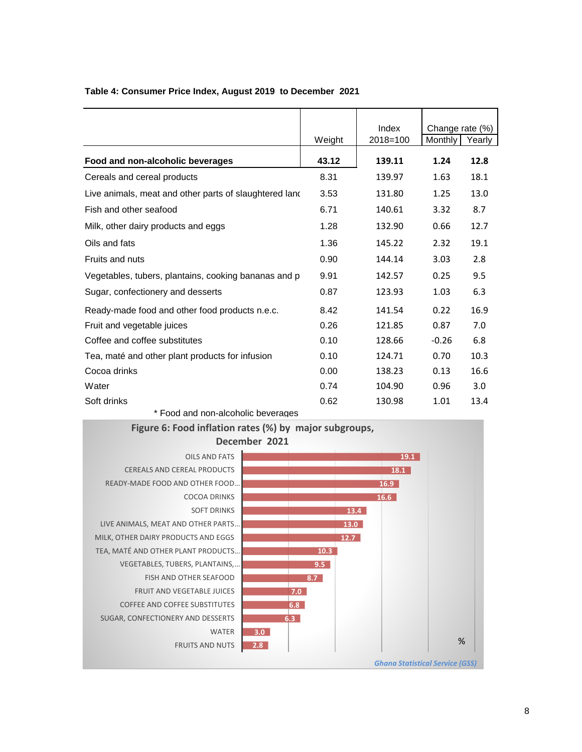**Table 4: Consumer Price Index, August 2019 to December 2021**

| | Weight | Index 2018=100 | Change rate (%) | |
|---|---|---|---|---|
| | | | Monthly | Yearly |
| **Food and non-alcoholic beverages** | **43.12** | **139.11** | **1.24** | **12.8** |
| Cereals and cereal products | 8.31 | 139.97 | 1.63 | 18.1 |
| Live animals, meat and other parts of slaughtered lanc | 3.53 | 131.80 | 1.25 | 13.0 |
| Fish and other seafood | 6.71 | 140.61 | 3.32 | 8.7 |
| Milk, other dairy products and eggs | 1.28 | 132.90 | 0.66 | 12.7 |
| Oils and fats | 1.36 | 145.22 | 2.32 | 19.1 |
| Fruits and nuts | 0.90 | 144.14 | 3.03 | 2.8 |
| Vegetables, tubers, plantains, cooking bananas and p | 9.91 | 142.57 | 0.25 | 9.5 |
| Sugar, confectionery and desserts | 0.87 | 123.93 | 1.03 | 6.3 |
| Ready-made food and other food products n.e.c. | 8.42 | 141.54 | 0.22 | 16.9 |
| Fruit and vegetable juices | 0.26 | 121.85 | 0.87 | 7.0 |
| Coffee and coffee substitutes | 0.10 | 128.66 | -0.26 | 6.8 |
| Tea, maté and other plant products for infusion | 0.10 | 124.71 | 0.70 | 10.3 |
| Cocoa drinks | 0.00 | 138.23 | 0.13 | 16.6 |
| Water | 0.74 | 104.90 | 0.96 | 3.0 |
| Soft drinks | 0.62 | 130.98 | 1.01 | 13.4 |

\* Food and non-alcoholic beverages

**Figure 6: Food inflation rates (%) by major subgroups, December 2021**

| Subgroup | % |
|---|---|
| OILS AND FATS | 19.1 |
| CEREALS AND CEREAL PRODUCTS | 18.1 |
| READY-MADE FOOD AND OTHER FOOD... | 16.9 |
| COCOA DRINKS | 16.6 |
| SOFT DRINKS | 13.4 |
| LIVE ANIMALS, MEAT AND OTHER PARTS... | 13.0 |
| MILK, OTHER DAIRY PRODUCTS AND EGGS | 12.7 |
| TEA, MATÉ AND OTHER PLANT PRODUCTS... | 10.3 |
| VEGETABLES, TUBERS, PLANTAINS,... | 9.5 |
| FISH AND OTHER SEAFOOD | 8.7 |
| FRUIT AND VEGETABLE JUICES | 7.0 |
| COFFEE AND COFFEE SUBSTITUTES | 6.8 |
| SUGAR, CONFECTIONERY AND DESSERTS | 6.3 |
| WATER | 3.0 |
| FRUITS AND NUTS | 2.8 |

*Ghana Statistical Service (GSS)*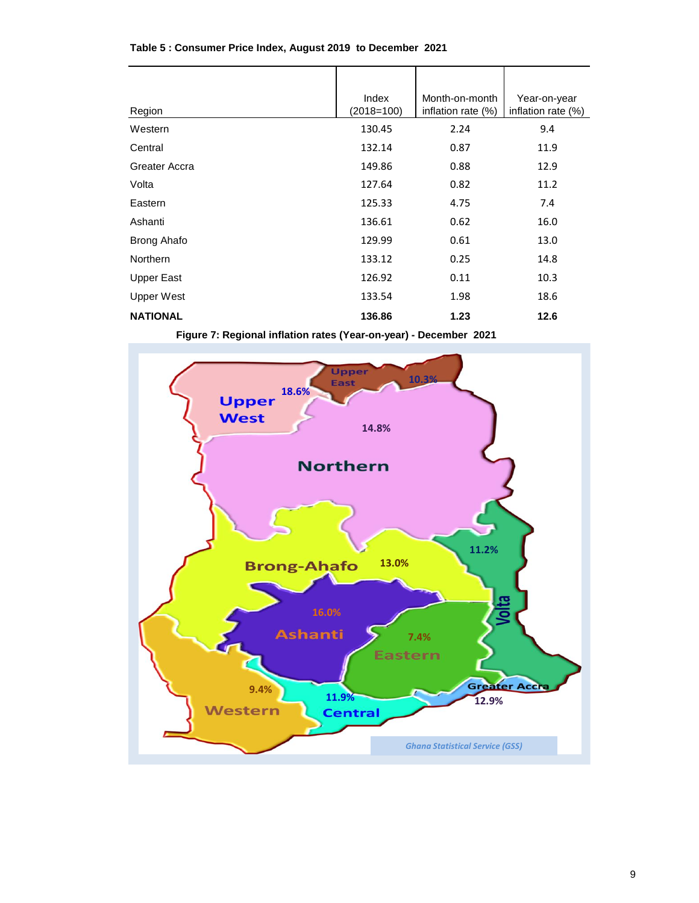**Table 5 : Consumer Price Index, August 2019 to December 2021**

| Region | Index (2018=100) | Month-on-month inflation rate (%) | Year-on-year inflation rate (%) |
|---|---|---|---|
| Western | 130.45 | 2.24 | 9.4 |
| Central | 132.14 | 0.87 | 11.9 |
| Greater Accra | 149.86 | 0.88 | 12.9 |
| Volta | 127.64 | 0.82 | 11.2 |
| Eastern | 125.33 | 4.75 | 7.4 |
| Ashanti | 136.61 | 0.62 | 16.0 |
| Brong Ahafo | 129.99 | 0.61 | 13.0 |
| Northern | 133.12 | 0.25 | 14.8 |
| Upper East | 126.92 | 0.11 | 10.3 |
| Upper West | 133.54 | 1.98 | 18.6 |
| **NATIONAL** | **136.86** | **1.23** | **12.6** |

**Figure 7: Regional inflation rates (Year-on-year) - December 2021**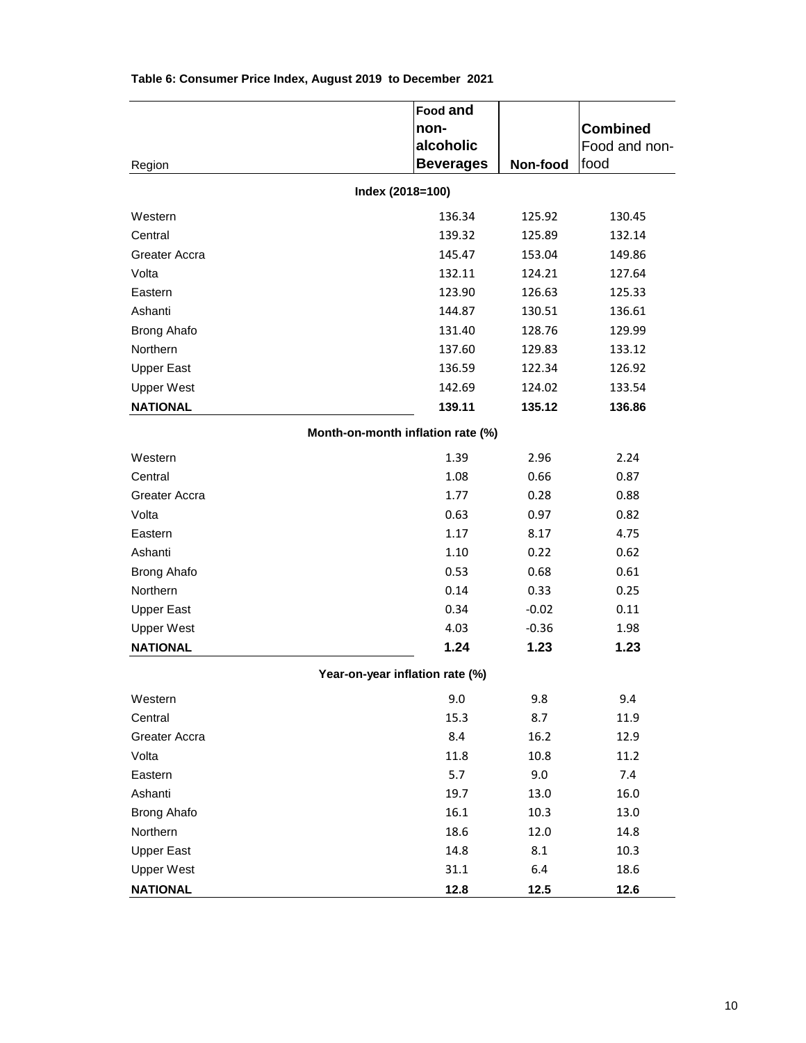**Table 6: Consumer Price Index, August 2019 to December 2021**

| Region | **Food and non-alcoholic Beverages** | **Non-food** | **Combined** Food and non-food |
|---|---|---|---|
| | **Index (2018=100)** | | |
| Western | 136.34 | 125.92 | 130.45 |
| Central | 139.32 | 125.89 | 132.14 |
| Greater Accra | 145.47 | 153.04 | 149.86 |
| Volta | 132.11 | 124.21 | 127.64 |
| Eastern | 123.90 | 126.63 | 125.33 |
| Ashanti | 144.87 | 130.51 | 136.61 |
| Brong Ahafo | 131.40 | 128.76 | 129.99 |
| Northern | 137.60 | 129.83 | 133.12 |
| Upper East | 136.59 | 122.34 | 126.92 |
| Upper West | 142.69 | 124.02 | 133.54 |
| **NATIONAL** | **139.11** | **135.12** | **136.86** |
| | **Month-on-month inflation rate (%)** | | |
| Western | 1.39 | 2.96 | 2.24 |
| Central | 1.08 | 0.66 | 0.87 |
| Greater Accra | 1.77 | 0.28 | 0.88 |
| Volta | 0.63 | 0.97 | 0.82 |
| Eastern | 1.17 | 8.17 | 4.75 |
| Ashanti | 1.10 | 0.22 | 0.62 |
| Brong Ahafo | 0.53 | 0.68 | 0.61 |
| Northern | 0.14 | 0.33 | 0.25 |
| Upper East | 0.34 | -0.02 | 0.11 |
| Upper West | 4.03 | -0.36 | 1.98 |
| **NATIONAL** | **1.24** | **1.23** | **1.23** |
| | **Year-on-year inflation rate (%)** | | |
| Western | 9.0 | 9.8 | 9.4 |
| Central | 15.3 | 8.7 | 11.9 |
| Greater Accra | 8.4 | 16.2 | 12.9 |
| Volta | 11.8 | 10.8 | 11.2 |
| Eastern | 5.7 | 9.0 | 7.4 |
| Ashanti | 19.7 | 13.0 | 16.0 |
| Brong Ahafo | 16.1 | 10.3 | 13.0 |
| Northern | 18.6 | 12.0 | 14.8 |
| Upper East | 14.8 | 8.1 | 10.3 |
| Upper West | 31.1 | 6.4 | 18.6 |
| **NATIONAL** | **12.8** | **12.5** | **12.6** |